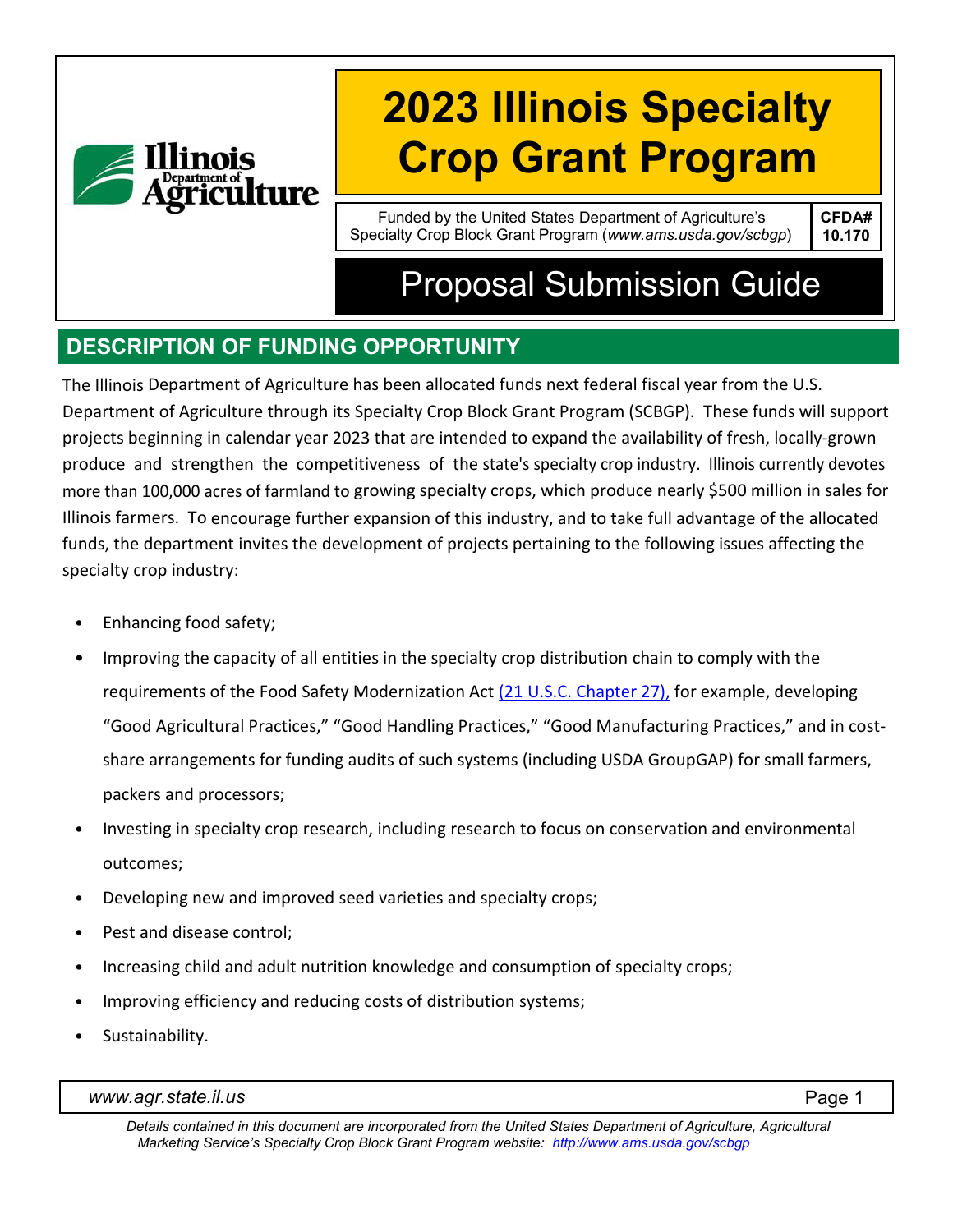# 2023 Illinois Specialty Crop Grant Program

Funded by the United States Department of Agriculture's Specialty Crop Block Grant Program (*www.ams.usda.gov/scbgp*)

**CFDA# 10.170**

# Proposal Submission Guide

## DESCRIPTION OF FUNDING OPPORTUNITY

The Illinois Department of Agriculture has been allocated funds next federal fiscal year from the U.S. Department of Agriculture through its Specialty Crop Block Grant Program (SCBGP). These funds will support projects beginning in calendar year 2023 that are intended to expand the availability of fresh, locally-grown produce and strengthen the competitiveness of the state's specialty crop industry. Illinois currently devotes more than 100,000 acres of farmland to growing specialty crops, which produce nearly $500 million in sales for Illinois farmers. To encourage further expansion of this industry, and to take full advantage of the allocated funds, the department invites the development of projects pertaining to the following issues affecting the specialty crop industry:

- Enhancing food safety;
- Improving the capacity of all entities in the specialty crop distribution chain to comply with the requirements of the Food Safety Modernization Act (21 U.S.C. Chapter 27), for example, developing "Good Agricultural Practices," "Good Handling Practices," "Good Manufacturing Practices," and in cost-share arrangements for funding audits of such systems (including USDA GroupGAP) for small farmers, packers and processors;
- Investing in specialty crop research, including research to focus on conservation and environmental outcomes;
- Developing new and improved seed varieties and specialty crops;
- Pest and disease control;
- Increasing child and adult nutrition knowledge and consumption of specialty crops;
- Improving efficiency and reducing costs of distribution systems;
- Sustainability.

*Details contained in this document are incorporated from the United States Department of Agriculture, Agricultural Marketing Service's Specialty Crop Block Grant Program website: http://www.ams.usda.gov/scbgp*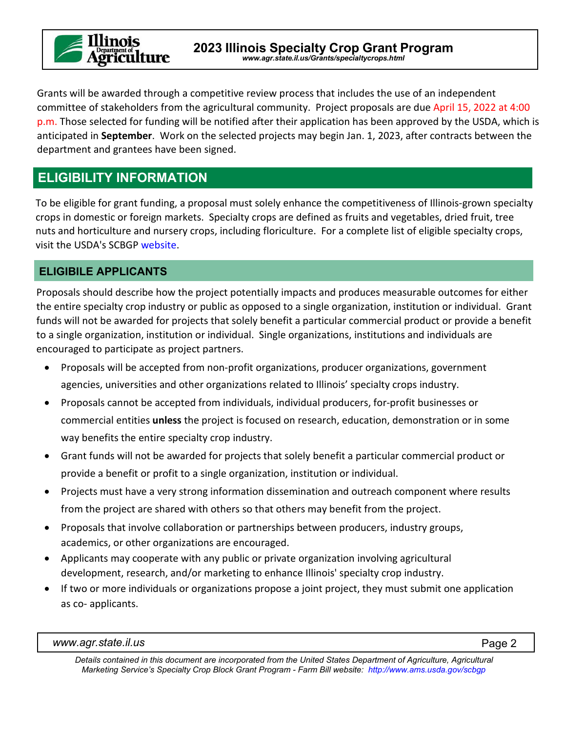Grants will be awarded through a competitive review process that includes the use of an independent committee of stakeholders from the agricultural community. Project proposals are due April 15, 2022 at 4:00 p.m. Those selected for funding will be notified after their application has been approved by the USDA, which is anticipated in **September**. Work on the selected projects may begin Jan. 1, 2023, after contracts between the department and grantees have been signed.

## ELIGIBILITY INFORMATION

To be eligible for grant funding, a proposal must solely enhance the competitiveness of Illinois-grown specialty crops in domestic or foreign markets. Specialty crops are defined as fruits and vegetables, dried fruit, tree nuts and horticulture and nursery crops, including floriculture. For a complete list of eligible specialty crops, visit the USDA's SCBGP website.

### ELIGIBILE APPLICANTS

Proposals should describe how the project potentially impacts and produces measurable outcomes for either the entire specialty crop industry or public as opposed to a single organization, institution or individual. Grant funds will not be awarded for projects that solely benefit a particular commercial product or provide a benefit to a single organization, institution or individual. Single organizations, institutions and individuals are encouraged to participate as project partners.

- Proposals will be accepted from non-profit organizations, producer organizations, government agencies, universities and other organizations related to Illinois' specialty crops industry.
- Proposals cannot be accepted from individuals, individual producers, for-profit businesses or commercial entities **unless** the project is focused on research, education, demonstration or in some way benefits the entire specialty crop industry.
- Grant funds will not be awarded for projects that solely benefit a particular commercial product or provide a benefit or profit to a single organization, institution or individual.
- Projects must have a very strong information dissemination and outreach component where results from the project are shared with others so that others may benefit from the project.
- Proposals that involve collaboration or partnerships between producers, industry groups, academics, or other organizations are encouraged.
- Applicants may cooperate with any public or private organization involving agricultural development, research, and/or marketing to enhance Illinois' specialty crop industry.
- If two or more individuals or organizations propose a joint project, they must submit one application as co- applicants.

*Details contained in this document are incorporated from the United States Department of Agriculture, Agricultural Marketing Service's Specialty Crop Block Grant Program - Farm Bill website: http://www.ams.usda.gov/scbgp*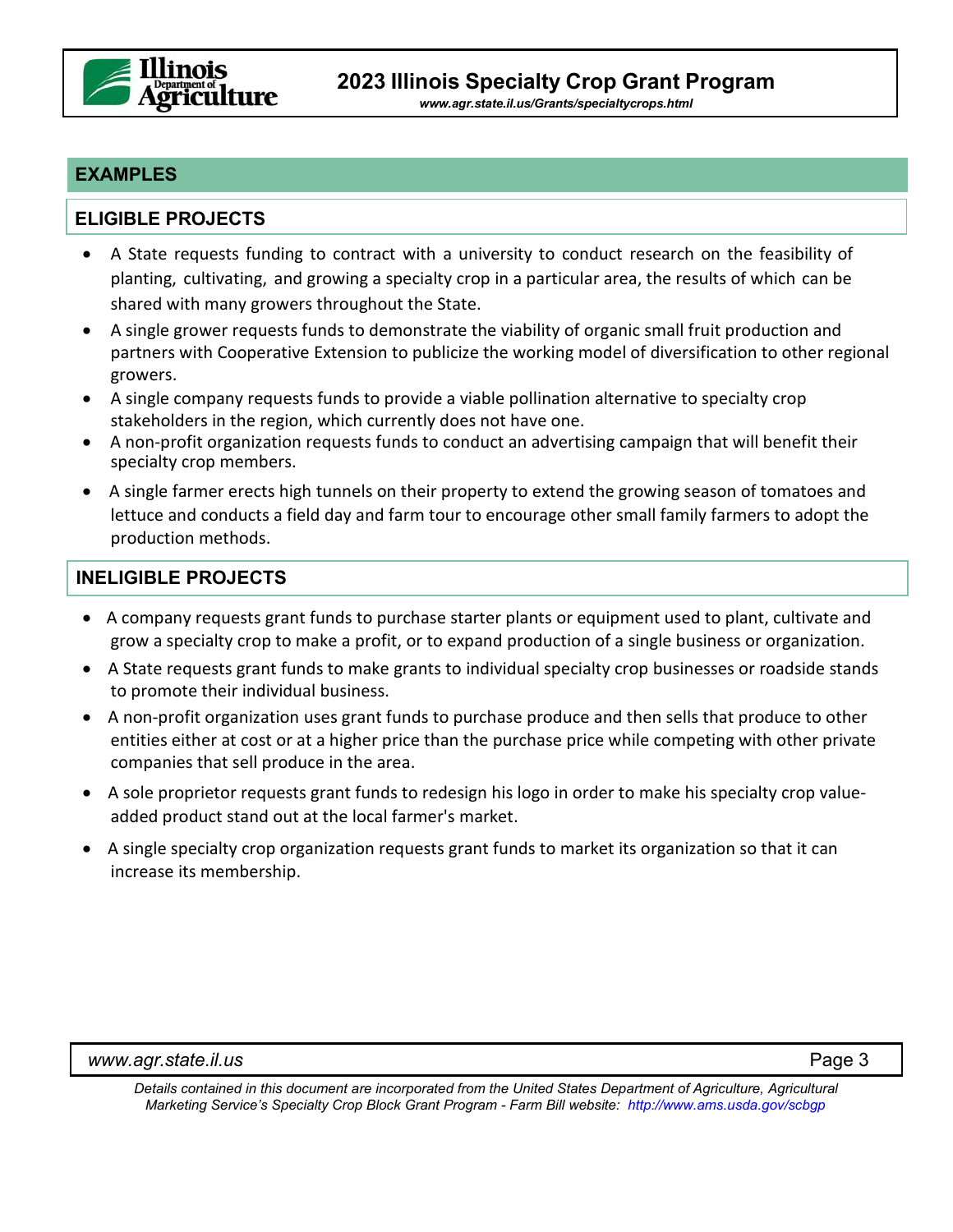## EXAMPLES

### ELIGIBLE PROJECTS

- A State requests funding to contract with a university to conduct research on the feasibility of planting, cultivating, and growing a specialty crop in a particular area, the results of which can be shared with many growers throughout the State.
- A single grower requests funds to demonstrate the viability of organic small fruit production and partners with Cooperative Extension to publicize the working model of diversification to other regional growers.
- A single company requests funds to provide a viable pollination alternative to specialty crop stakeholders in the region, which currently does not have one.
- A non-profit organization requests funds to conduct an advertising campaign that will benefit their specialty crop members.
- A single farmer erects high tunnels on their property to extend the growing season of tomatoes and lettuce and conducts a field day and farm tour to encourage other small family farmers to adopt the production methods.

### INELIGIBLE PROJECTS

- A company requests grant funds to purchase starter plants or equipment used to plant, cultivate and grow a specialty crop to make a profit, or to expand production of a single business or organization.
- A State requests grant funds to make grants to individual specialty crop businesses or roadside stands to promote their individual business.
- A non-profit organization uses grant funds to purchase produce and then sells that produce to other entities either at cost or at a higher price than the purchase price while competing with other private companies that sell produce in the area.
- A sole proprietor requests grant funds to redesign his logo in order to make his specialty crop value-added product stand out at the local farmer's market.
- A single specialty crop organization requests grant funds to market its organization so that it can increase its membership.

*Details contained in this document are incorporated from the United States Department of Agriculture, Agricultural Marketing Service's Specialty Crop Block Grant Program - Farm Bill website: http://www.ams.usda.gov/scbgp*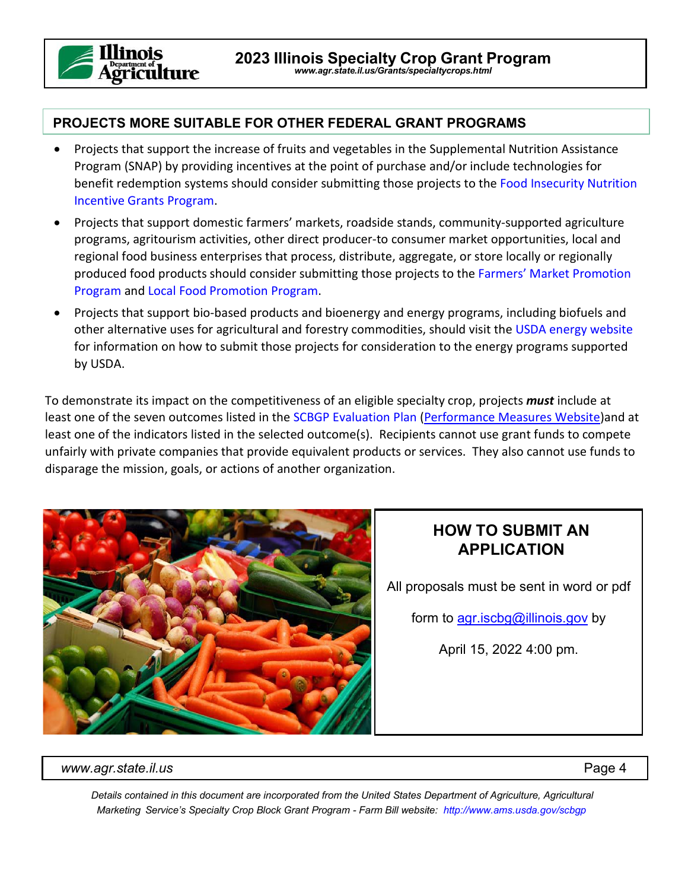## PROJECTS MORE SUITABLE FOR OTHER FEDERAL GRANT PROGRAMS

- Projects that support the increase of fruits and vegetables in the Supplemental Nutrition Assistance Program (SNAP) by providing incentives at the point of purchase and/or include technologies for benefit redemption systems should consider submitting those projects to the Food Insecurity Nutrition Incentive Grants Program.
- Projects that support domestic farmers' markets, roadside stands, community-supported agriculture programs, agritourism activities, other direct producer-to consumer market opportunities, local and regional food business enterprises that process, distribute, aggregate, or store locally or regionally produced food products should consider submitting those projects to the Farmers' Market Promotion Program and Local Food Promotion Program.
- Projects that support bio-based products and bioenergy and energy programs, including biofuels and other alternative uses for agricultural and forestry commodities, should visit the USDA energy website for information on how to submit those projects for consideration to the energy programs supported by USDA.

To demonstrate its impact on the competitiveness of an eligible specialty crop, projects ***must*** include at least one of the seven outcomes listed in the SCBGP Evaluation Plan (Performance Measures Website)and at least one of the indicators listed in the selected outcome(s). Recipients cannot use grant funds to compete unfairly with private companies that provide equivalent products or services. They also cannot use funds to disparage the mission, goals, or actions of another organization.

## HOW TO SUBMIT AN APPLICATION

All proposals must be sent in word or pdf form to agr.iscbg@illinois.gov by April 15, 2022 4:00 pm.

*Details contained in this document are incorporated from the United States Department of Agriculture, Agricultural Marketing Service's Specialty Crop Block Grant Program - Farm Bill website: http://www.ams.usda.gov/scbgp*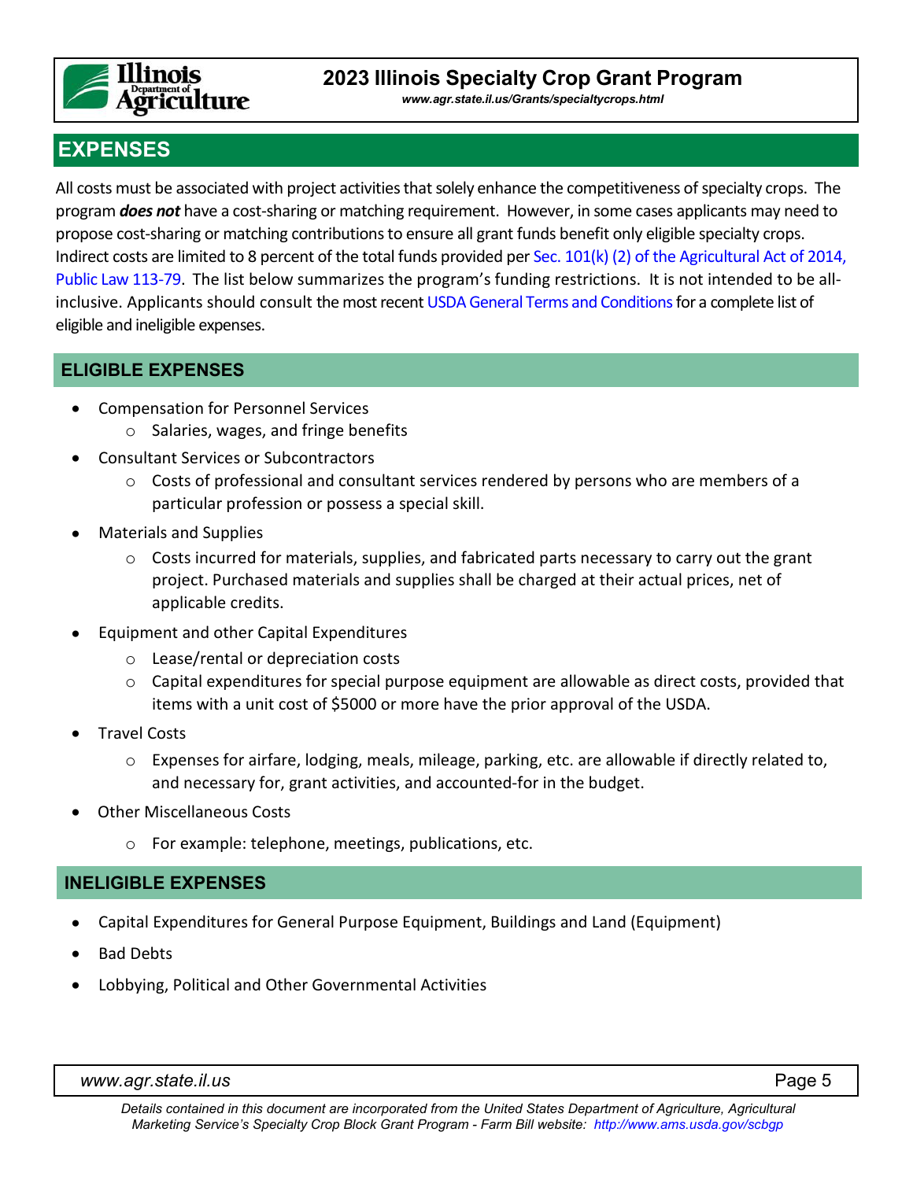## EXPENSES

All costs must be associated with project activities that solely enhance the competitiveness of specialty crops. The program ***does not*** have a cost-sharing or matching requirement. However, in some cases applicants may need to propose cost-sharing or matching contributions to ensure all grant funds benefit only eligible specialty crops. Indirect costs are limited to 8 percent of the total funds provided per Sec. 101(k) (2) of the Agricultural Act of 2014, Public Law 113-79. The list below summarizes the program's funding restrictions. It is not intended to be all-inclusive. Applicants should consult the most recent USDA General Terms and Conditions for a complete list of eligible and ineligible expenses.

### ELIGIBLE EXPENSES

- Compensation for Personnel Services
  - Salaries, wages, and fringe benefits
- Consultant Services or Subcontractors
  - Costs of professional and consultant services rendered by persons who are members of a particular profession or possess a special skill.
- Materials and Supplies
  - Costs incurred for materials, supplies, and fabricated parts necessary to carry out the grant project. Purchased materials and supplies shall be charged at their actual prices, net of applicable credits.
- Equipment and other Capital Expenditures
  - Lease/rental or depreciation costs
  - Capital expenditures for special purpose equipment are allowable as direct costs, provided that items with a unit cost of $5000 or more have the prior approval of the USDA.
- Travel Costs
  - Expenses for airfare, lodging, meals, mileage, parking, etc. are allowable if directly related to, and necessary for, grant activities, and accounted-for in the budget.
- Other Miscellaneous Costs
  - For example: telephone, meetings, publications, etc.

### INELIGIBLE EXPENSES

- Capital Expenditures for General Purpose Equipment, Buildings and Land (Equipment)
- Bad Debts
- Lobbying, Political and Other Governmental Activities

*Details contained in this document are incorporated from the United States Department of Agriculture, Agricultural Marketing Service's Specialty Crop Block Grant Program - Farm Bill website: http://www.ams.usda.gov/scbgp*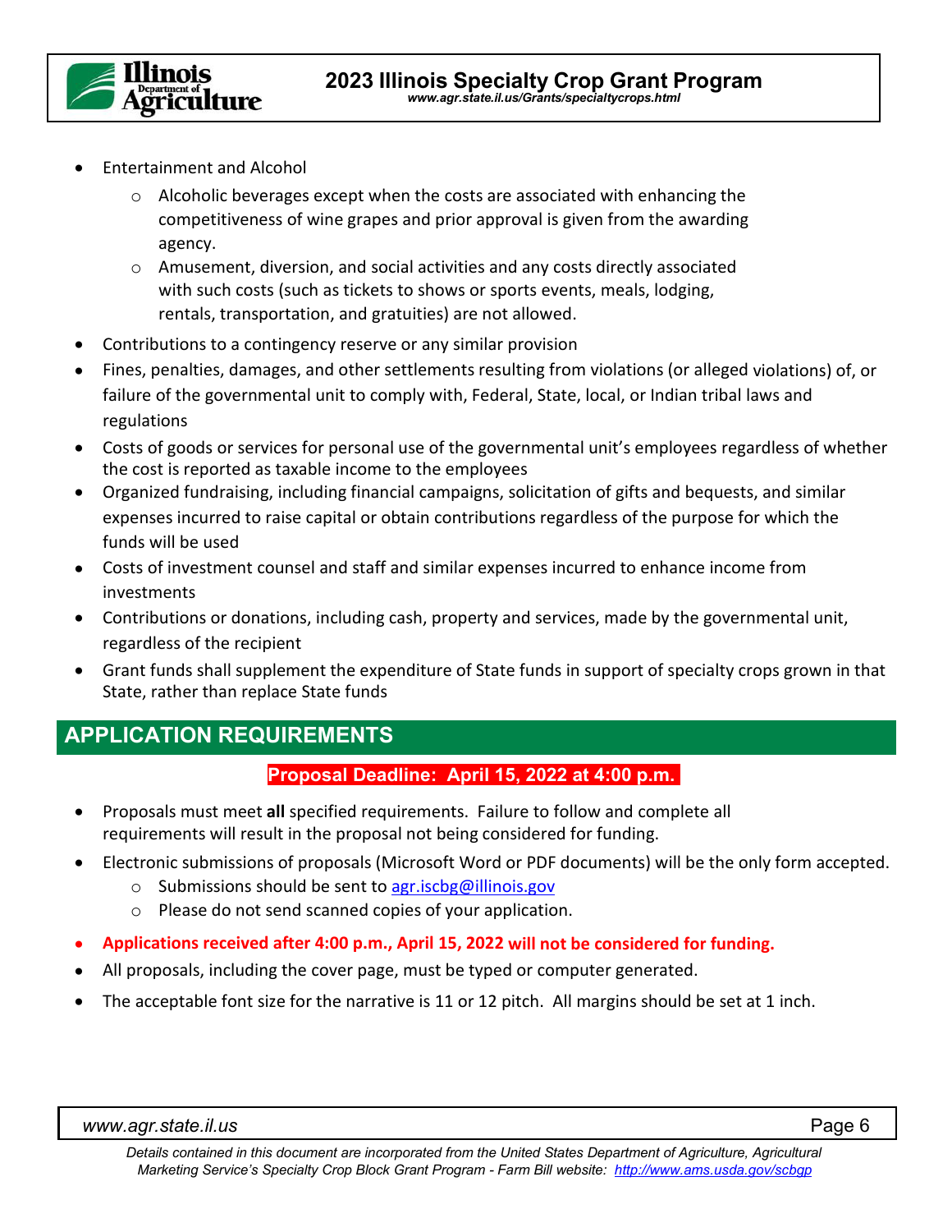- Entertainment and Alcohol
  - Alcoholic beverages except when the costs are associated with enhancing the competitiveness of wine grapes and prior approval is given from the awarding agency.
  - Amusement, diversion, and social activities and any costs directly associated with such costs (such as tickets to shows or sports events, meals, lodging, rentals, transportation, and gratuities) are not allowed.
- Contributions to a contingency reserve or any similar provision
- Fines, penalties, damages, and other settlements resulting from violations (or alleged violations) of, or failure of the governmental unit to comply with, Federal, State, local, or Indian tribal laws and regulations
- Costs of goods or services for personal use of the governmental unit's employees regardless of whether the cost is reported as taxable income to the employees
- Organized fundraising, including financial campaigns, solicitation of gifts and bequests, and similar expenses incurred to raise capital or obtain contributions regardless of the purpose for which the funds will be used
- Costs of investment counsel and staff and similar expenses incurred to enhance income from investments
- Contributions or donations, including cash, property and services, made by the governmental unit, regardless of the recipient
- Grant funds shall supplement the expenditure of State funds in support of specialty crops grown in that State, rather than replace State funds

## APPLICATION REQUIREMENTS

**Proposal Deadline: April 15, 2022 at 4:00 p.m.**

- Proposals must meet **all** specified requirements. Failure to follow and complete all requirements will result in the proposal not being considered for funding.
- Electronic submissions of proposals (Microsoft Word or PDF documents) will be the only form accepted.
  - Submissions should be sent to agr.iscbg@illinois.gov
  - Please do not send scanned copies of your application.
- **Applications received after 4:00 p.m., April 15, 2022 will not be considered for funding.**
- All proposals, including the cover page, must be typed or computer generated.
- The acceptable font size for the narrative is 11 or 12 pitch. All margins should be set at 1 inch.

*Details contained in this document are incorporated from the United States Department of Agriculture, Agricultural Marketing Service's Specialty Crop Block Grant Program - Farm Bill website: http://www.ams.usda.gov/scbgp*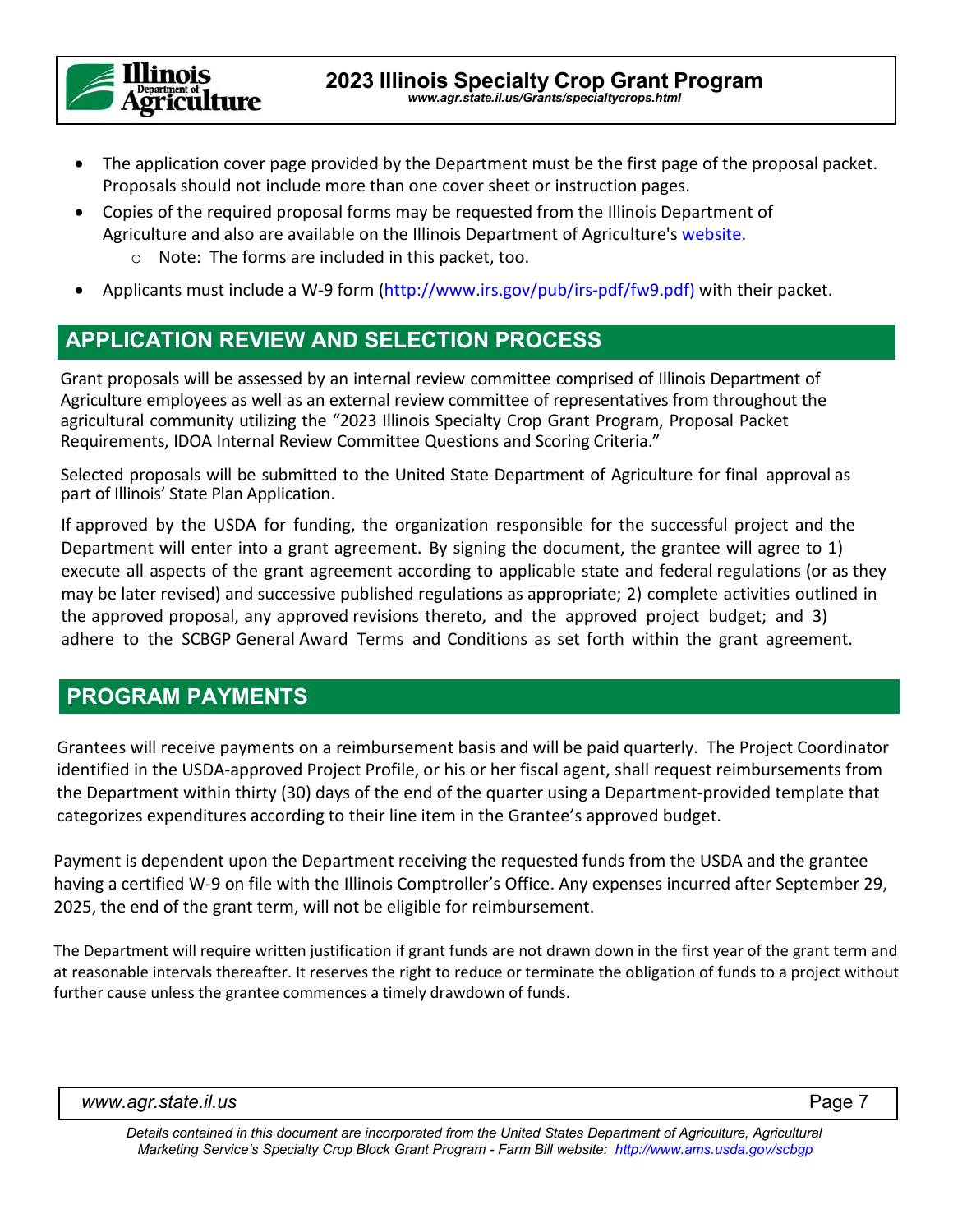- The application cover page provided by the Department must be the first page of the proposal packet. Proposals should not include more than one cover sheet or instruction pages.
- Copies of the required proposal forms may be requested from the Illinois Department of Agriculture and also are available on the Illinois Department of Agriculture's website.
  - Note: The forms are included in this packet, too.
- Applicants must include a W-9 form (http://www.irs.gov/pub/irs-pdf/fw9.pdf) with their packet.

## APPLICATION REVIEW AND SELECTION PROCESS

Grant proposals will be assessed by an internal review committee comprised of Illinois Department of Agriculture employees as well as an external review committee of representatives from throughout the agricultural community utilizing the "2023 Illinois Specialty Crop Grant Program, Proposal Packet Requirements, IDOA Internal Review Committee Questions and Scoring Criteria."

Selected proposals will be submitted to the United State Department of Agriculture for final approval as part of Illinois' State Plan Application.

If approved by the USDA for funding, the organization responsible for the successful project and the Department will enter into a grant agreement. By signing the document, the grantee will agree to 1) execute all aspects of the grant agreement according to applicable state and federal regulations (or as they may be later revised) and successive published regulations as appropriate; 2) complete activities outlined in the approved proposal, any approved revisions thereto, and the approved project budget; and 3) adhere to the SCBGP General Award Terms and Conditions as set forth within the grant agreement.

## PROGRAM PAYMENTS

Grantees will receive payments on a reimbursement basis and will be paid quarterly. The Project Coordinator identified in the USDA-approved Project Profile, or his or her fiscal agent, shall request reimbursements from the Department within thirty (30) days of the end of the quarter using a Department-provided template that categorizes expenditures according to their line item in the Grantee's approved budget.

Payment is dependent upon the Department receiving the requested funds from the USDA and the grantee having a certified W-9 on file with the Illinois Comptroller's Office. Any expenses incurred after September 29, 2025, the end of the grant term, will not be eligible for reimbursement.

The Department will require written justification if grant funds are not drawn down in the first year of the grant term and at reasonable intervals thereafter. It reserves the right to reduce or terminate the obligation of funds to a project without further cause unless the grantee commences a timely drawdown of funds.

*Details contained in this document are incorporated from the United States Department of Agriculture, Agricultural Marketing Service's Specialty Crop Block Grant Program - Farm Bill website: http://www.ams.usda.gov/scbgp*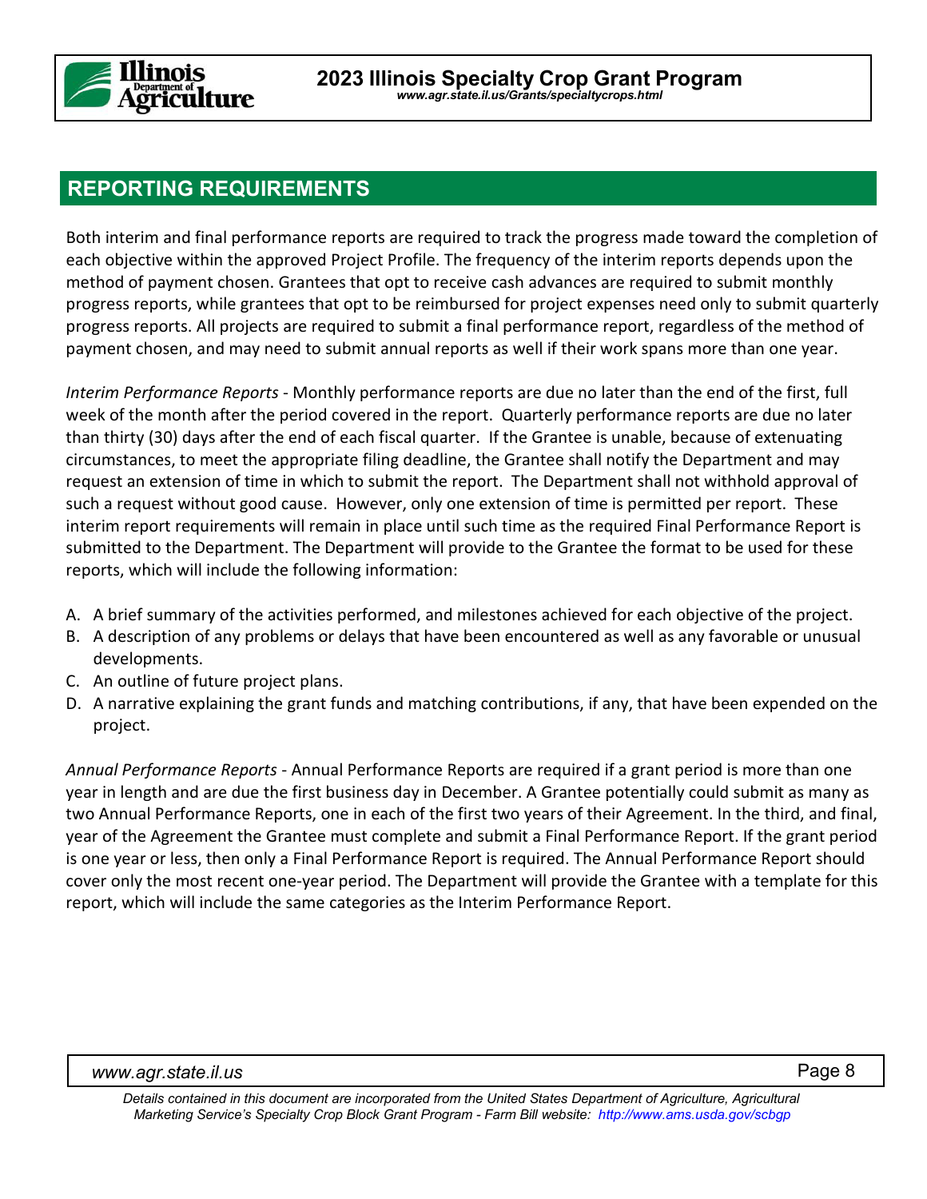## REPORTING REQUIREMENTS

Both interim and final performance reports are required to track the progress made toward the completion of each objective within the approved Project Profile. The frequency of the interim reports depends upon the method of payment chosen. Grantees that opt to receive cash advances are required to submit monthly progress reports, while grantees that opt to be reimbursed for project expenses need only to submit quarterly progress reports. All projects are required to submit a final performance report, regardless of the method of payment chosen, and may need to submit annual reports as well if their work spans more than one year.

*Interim Performance Reports* - Monthly performance reports are due no later than the end of the first, full week of the month after the period covered in the report. Quarterly performance reports are due no later than thirty (30) days after the end of each fiscal quarter. If the Grantee is unable, because of extenuating circumstances, to meet the appropriate filing deadline, the Grantee shall notify the Department and may request an extension of time in which to submit the report. The Department shall not withhold approval of such a request without good cause. However, only one extension of time is permitted per report. These interim report requirements will remain in place until such time as the required Final Performance Report is submitted to the Department. The Department will provide to the Grantee the format to be used for these reports, which will include the following information:

A. A brief summary of the activities performed, and milestones achieved for each objective of the project.
B. A description of any problems or delays that have been encountered as well as any favorable or unusual developments.
C. An outline of future project plans.
D. A narrative explaining the grant funds and matching contributions, if any, that have been expended on the project.

*Annual Performance Reports* - Annual Performance Reports are required if a grant period is more than one year in length and are due the first business day in December. A Grantee potentially could submit as many as two Annual Performance Reports, one in each of the first two years of their Agreement. In the third, and final, year of the Agreement the Grantee must complete and submit a Final Performance Report. If the grant period is one year or less, then only a Final Performance Report is required. The Annual Performance Report should cover only the most recent one-year period. The Department will provide the Grantee with a template for this report, which will include the same categories as the Interim Performance Report.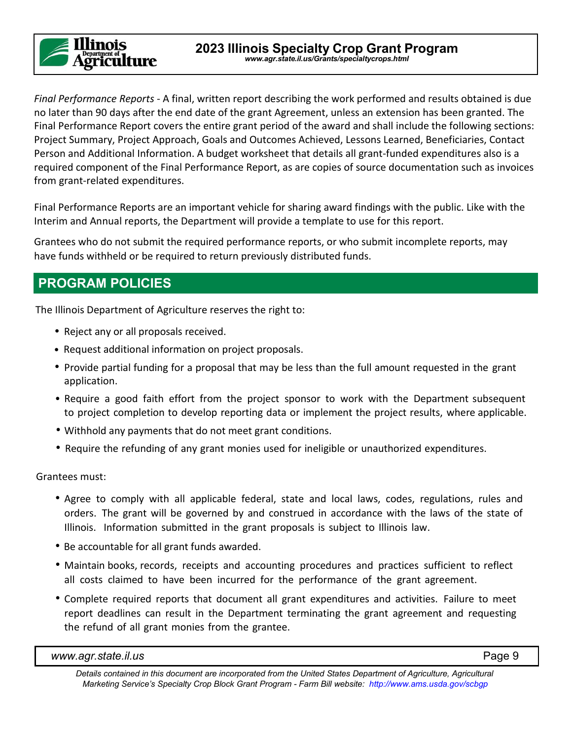*Final Performance Reports* - A final, written report describing the work performed and results obtained is due no later than 90 days after the end date of the grant Agreement, unless an extension has been granted. The Final Performance Report covers the entire grant period of the award and shall include the following sections: Project Summary, Project Approach, Goals and Outcomes Achieved, Lessons Learned, Beneficiaries, Contact Person and Additional Information. A budget worksheet that details all grant-funded expenditures also is a required component of the Final Performance Report, as are copies of source documentation such as invoices from grant-related expenditures.

Final Performance Reports are an important vehicle for sharing award findings with the public. Like with the Interim and Annual reports, the Department will provide a template to use for this report.

Grantees who do not submit the required performance reports, or who submit incomplete reports, may have funds withheld or be required to return previously distributed funds.

## PROGRAM POLICIES

The Illinois Department of Agriculture reserves the right to:

- Reject any or all proposals received.
- Request additional information on project proposals.
- Provide partial funding for a proposal that may be less than the full amount requested in the grant application.
- Require a good faith effort from the project sponsor to work with the Department subsequent to project completion to develop reporting data or implement the project results, where applicable.
- Withhold any payments that do not meet grant conditions.
- Require the refunding of any grant monies used for ineligible or unauthorized expenditures.

Grantees must:

- Agree to comply with all applicable federal, state and local laws, codes, regulations, rules and orders. The grant will be governed by and construed in accordance with the laws of the state of Illinois. Information submitted in the grant proposals is subject to Illinois law.
- Be accountable for all grant funds awarded.
- Maintain books, records, receipts and accounting procedures and practices sufficient to reflect all costs claimed to have been incurred for the performance of the grant agreement.
- Complete required reports that document all grant expenditures and activities. Failure to meet report deadlines can result in the Department terminating the grant agreement and requesting the refund of all grant monies from the grantee.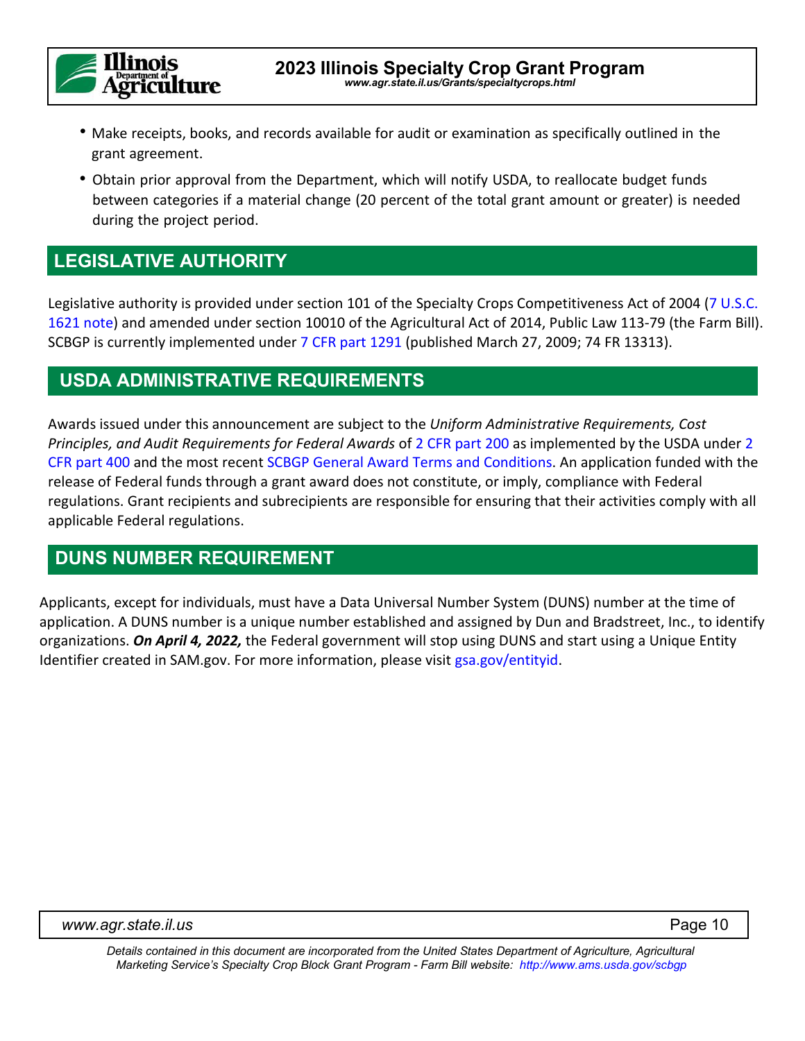- Make receipts, books, and records available for audit or examination as specifically outlined in the grant agreement.
- Obtain prior approval from the Department, which will notify USDA, to reallocate budget funds between categories if a material change (20 percent of the total grant amount or greater) is needed during the project period.

## LEGISLATIVE AUTHORITY

Legislative authority is provided under section 101 of the Specialty Crops Competitiveness Act of 2004 (7 U.S.C. 1621 note) and amended under section 10010 of the Agricultural Act of 2014, Public Law 113-79 (the Farm Bill). SCBGP is currently implemented under 7 CFR part 1291 (published March 27, 2009; 74 FR 13313).

## USDA ADMINISTRATIVE REQUIREMENTS

Awards issued under this announcement are subject to the *Uniform Administrative Requirements, Cost Principles, and Audit Requirements for Federal Awards* of 2 CFR part 200 as implemented by the USDA under 2 CFR part 400 and the most recent SCBGP General Award Terms and Conditions. An application funded with the release of Federal funds through a grant award does not constitute, or imply, compliance with Federal regulations. Grant recipients and subrecipients are responsible for ensuring that their activities comply with all applicable Federal regulations.

## DUNS NUMBER REQUIREMENT

Applicants, except for individuals, must have a Data Universal Number System (DUNS) number at the time of application. A DUNS number is a unique number established and assigned by Dun and Bradstreet, Inc., to identify organizations. ***On April 4, 2022,*** the Federal government will stop using DUNS and start using a Unique Entity Identifier created in SAM.gov. For more information, please visit gsa.gov/entityid.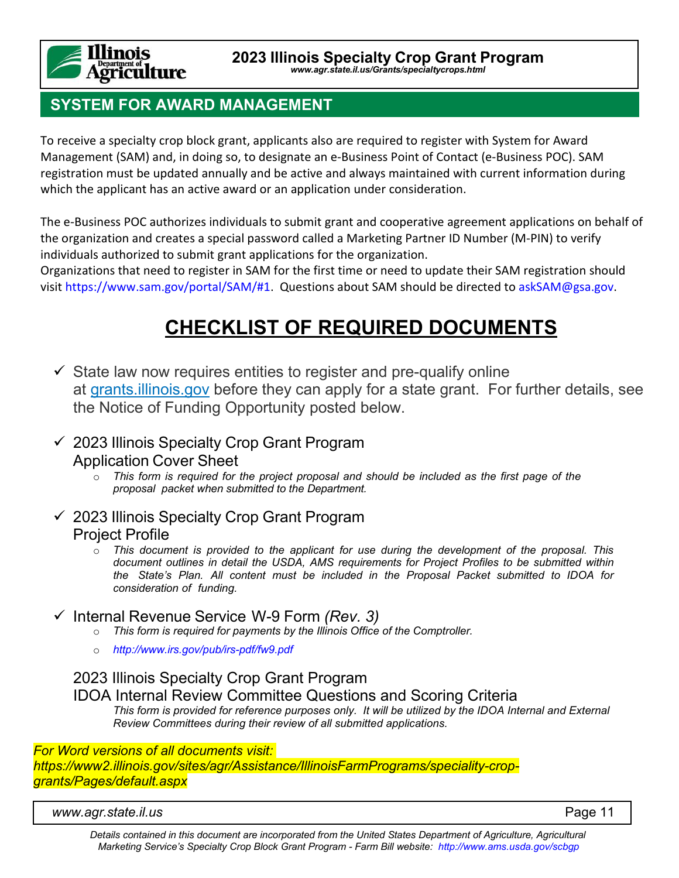## SYSTEM FOR AWARD MANAGEMENT

To receive a specialty crop block grant, applicants also are required to register with System for Award Management (SAM) and, in doing so, to designate an e-Business Point of Contact (e-Business POC). SAM registration must be updated annually and be active and always maintained with current information during which the applicant has an active award or an application under consideration.

The e-Business POC authorizes individuals to submit grant and cooperative agreement applications on behalf of the organization and creates a special password called a Marketing Partner ID Number (M-PIN) to verify individuals authorized to submit grant applications for the organization.
Organizations that need to register in SAM for the first time or need to update their SAM registration should visit https://www.sam.gov/portal/SAM/#1. Questions about SAM should be directed to askSAM@gsa.gov.

# CHECKLIST OF REQUIRED DOCUMENTS

- ✓ State law now requires entities to register and pre-qualify online at grants.illinois.gov before they can apply for a state grant. For further details, see the Notice of Funding Opportunity posted below.

- ✓ 2023 Illinois Specialty Crop Grant Program
  Application Cover Sheet
  - *This form is required for the project proposal and should be included as the first page of the proposal packet when submitted to the Department.*

- ✓ 2023 Illinois Specialty Crop Grant Program
  Project Profile
  - *This document is provided to the applicant for use during the development of the proposal. This document outlines in detail the USDA, AMS requirements for Project Profiles to be submitted within the State's Plan. All content must be included in the Proposal Packet submitted to IDOA for consideration of funding.*

- ✓ Internal Revenue Service W-9 Form *(Rev. 3)*
  - *This form is required for payments by the Illinois Office of the Comptroller.*
  - *http://www.irs.gov/pub/irs-pdf/fw9.pdf*

2023 Illinois Specialty Crop Grant Program
IDOA Internal Review Committee Questions and Scoring Criteria
*This form is provided for reference purposes only. It will be utilized by the IDOA Internal and External Review Committees during their review of all submitted applications.*

*For Word versions of all documents visit:*
*https://www2.illinois.gov/sites/agr/Assistance/IllinoisFarmPrograms/speciality-crop-grants/Pages/default.aspx*

*Details contained in this document are incorporated from the United States Department of Agriculture, Agricultural Marketing Service's Specialty Crop Block Grant Program - Farm Bill website: http://www.ams.usda.gov/scbgp*